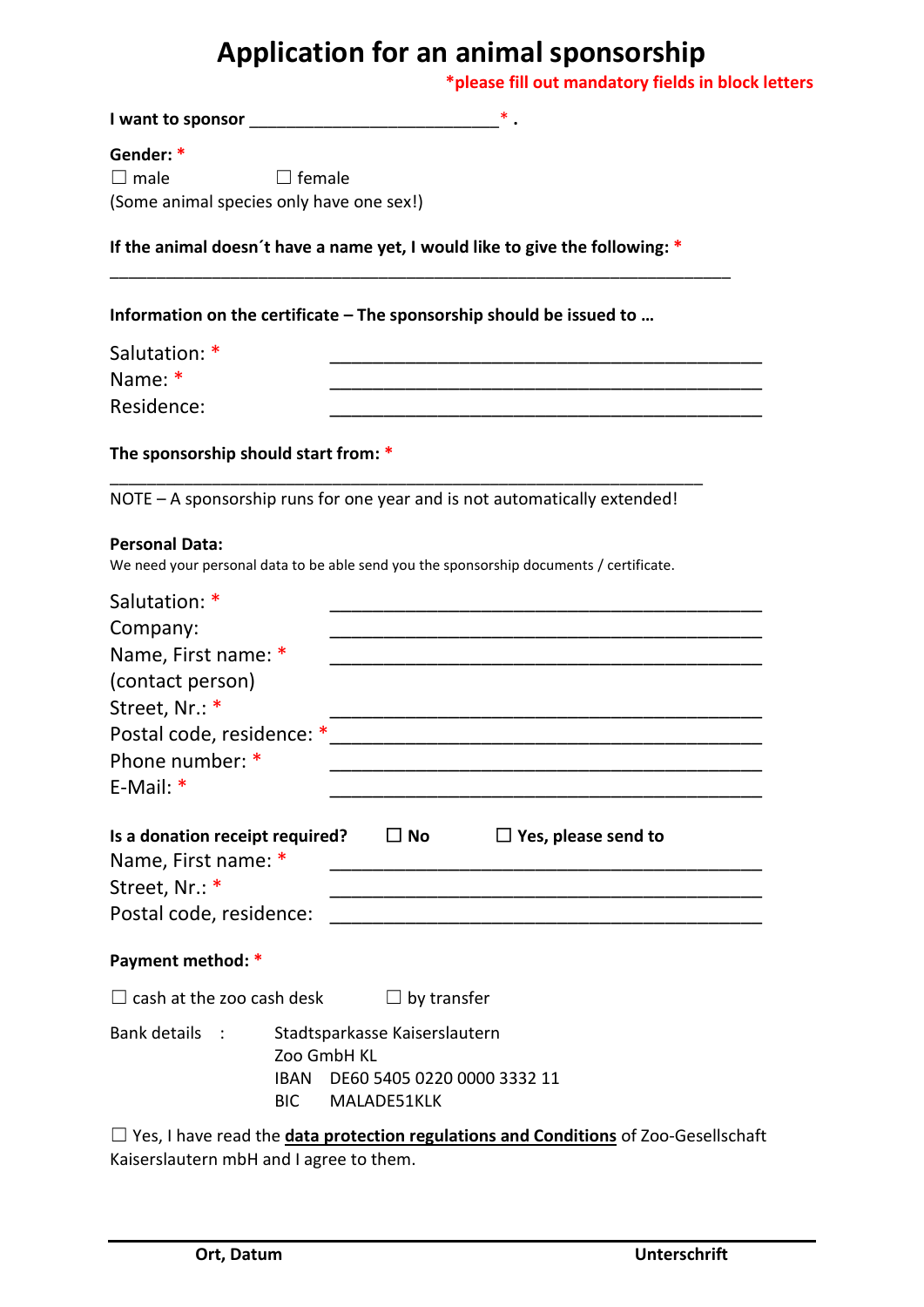# Application for an animal sponsorship

*please fill out mandatory fields in block letters

**I want to sponsor** ___________________________ * .

**Gender:** *

☐ male ☐ female

(Some animal species only have one sex!)

**If the animal doesn´t have a name yet, I would like to give the following:** *

___________________________________________________________________

**Information on the certificate – The sponsorship should be issued to …**

Salutation: * ______________________________________________

Name: * ______________________________________________

Residence: ______________________________________________

**The sponsorship should start from:** *

_________________________________________________________________

NOTE – A sponsorship runs for one year and is not automatically extended!

**Personal Data:**

We need your personal data to be able send you the sponsorship documents / certificate.

Salutation: * ______________________________________________

Company: ______________________________________________

Name, First name: * ______________________________________________

(contact person)

Street, Nr.: * ______________________________________________

Postal code, residence: * ______________________________________________

Phone number: * ______________________________________________

E-Mail: * ______________________________________________

**Is a donation receipt required?** ☐ **No** ☐ **Yes, please send to**

Name, First name: * ______________________________________________

Street, Nr.: * ______________________________________________

Postal code, residence: ______________________________________________

**Payment method:** *

☐ cash at the zoo cash desk ☐ by transfer

Bank details : Stadtsparkasse Kaiserslautern
Zoo GmbH KL
IBAN DE60 5405 0220 0000 3332 11
BIC MALADE51KLK

☐ Yes, I have read the **data protection regulations and Conditions** of Zoo-Gesellschaft Kaiserslautern mbH and I agree to them.

**Ort, Datum** **Unterschrift**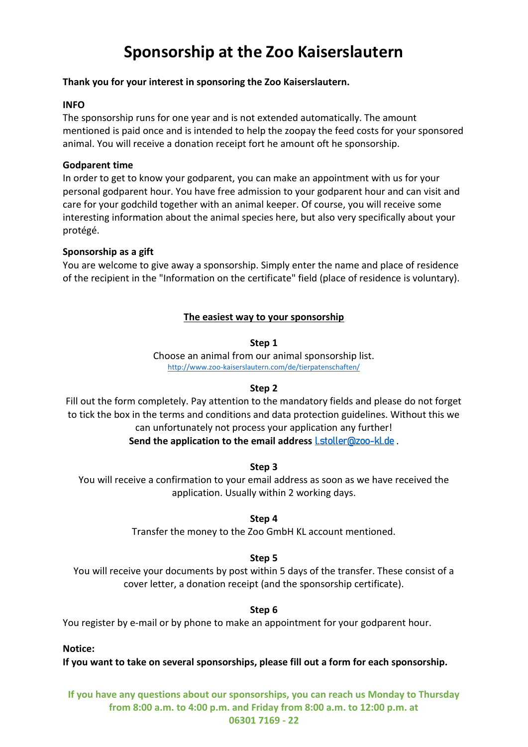# Sponsorship at the Zoo Kaiserslautern

**Thank you for your interest in sponsoring the Zoo Kaiserslautern.**

**INFO**

The sponsorship runs for one year and is not extended automatically. The amount mentioned is paid once and is intended to help the zoopay the feed costs for your sponsored animal. You will receive a donation receipt fort he amount oft he sponsorship.

**Godparent time**

In order to get to know your godparent, you can make an appointment with us for your personal godparent hour. You have free admission to your godparent hour and can visit and care for your godchild together with an animal keeper. Of course, you will receive some interesting information about the animal species here, but also very specifically about your protégé.

**Sponsorship as a gift**

You are welcome to give away a sponsorship. Simply enter the name and place of residence of the recipient in the "Information on the certificate" field (place of residence is voluntary).

**The easiest way to your sponsorship**

**Step 1**

Choose an animal from our animal sponsorship list.
http://www.zoo-kaiserslautern.com/de/tierpatenschaften/

**Step 2**

Fill out the form completely. Pay attention to the mandatory fields and please do not forget to tick the box in the terms and conditions and data protection guidelines. Without this we can unfortunately not process your application any further!
**Send the application to the email address l.stoller@zoo-kl.de .**

**Step 3**

You will receive a confirmation to your email address as soon as we have received the application. Usually within 2 working days.

**Step 4**

Transfer the money to the Zoo GmbH KL account mentioned.

**Step 5**

You will receive your documents by post within 5 days of the transfer. These consist of a cover letter, a donation receipt (and the sponsorship certificate).

**Step 6**

You register by e-mail or by phone to make an appointment for your godparent hour.

**Notice:**
**If you want to take on several sponsorships, please fill out a form for each sponsorship.**

**If you have any questions about our sponsorships, you can reach us Monday to Thursday from 8:00 a.m. to 4:00 p.m. and Friday from 8:00 a.m. to 12:00 p.m. at 06301 7169 - 22**